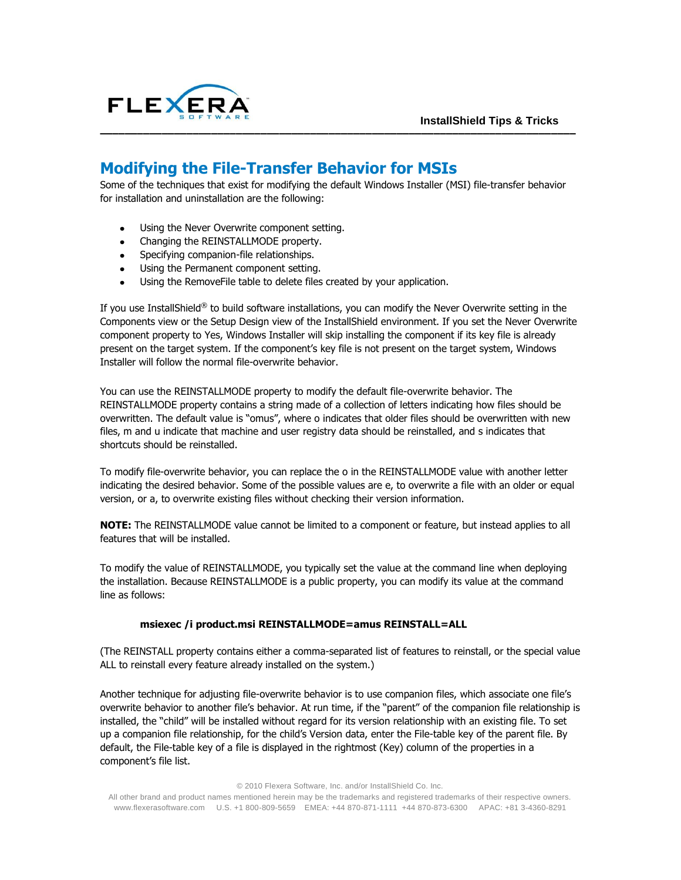# Modifying the File-Transfer Behavior for MSIs

Some of the techniques that exist for modifying the default Windows Installer (MSI) file-transfer behavior for installation and uninstallation are the following:

- Using the Never Overwrite component setting.
- Changing the REINSTALLMODE property.
- Specifying companion-file relationships.
- Using the Permanent component setting.
- Using the RemoveFile table to delete files created by your application.

If you use InstallShield® to build software installations, you can modify the Never Overwrite setting in the Components view or the Setup Design view of the InstallShield environment. If you set the Never Overwrite component property to Yes, Windows Installer will skip installing the component if its key file is already present on the target system. If the component's key file is not present on the target system, Windows Installer will follow the normal file-overwrite behavior.

You can use the REINSTALLMODE property to modify the default file-overwrite behavior. The REINSTALLMODE property contains a string made of a collection of letters indicating how files should be overwritten. The default value is "omus", where o indicates that older files should be overwritten with new files, m and u indicate that machine and user registry data should be reinstalled, and s indicates that shortcuts should be reinstalled.

To modify file-overwrite behavior, you can replace the o in the REINSTALLMODE value with another letter indicating the desired behavior. Some of the possible values are e, to overwrite a file with an older or equal version, or a, to overwrite existing files without checking their version information.

**NOTE:** The REINSTALLMODE value cannot be limited to a component or feature, but instead applies to all features that will be installed.

To modify the value of REINSTALLMODE, you typically set the value at the command line when deploying the installation. Because REINSTALLMODE is a public property, you can modify its value at the command line as follows:

```
msiexec /i product.msi REINSTALLMODE=amus REINSTALL=ALL
```

(The REINSTALL property contains either a comma-separated list of features to reinstall, or the special value ALL to reinstall every feature already installed on the system.)

Another technique for adjusting file-overwrite behavior is to use companion files, which associate one file's overwrite behavior to another file's behavior. At run time, if the "parent" of the companion file relationship is installed, the "child" will be installed without regard for its version relationship with an existing file. To set up a companion file relationship, for the child's Version data, enter the File-table key of the parent file. By default, the File-table key of a file is displayed in the rightmost (Key) column of the properties in a component's file list.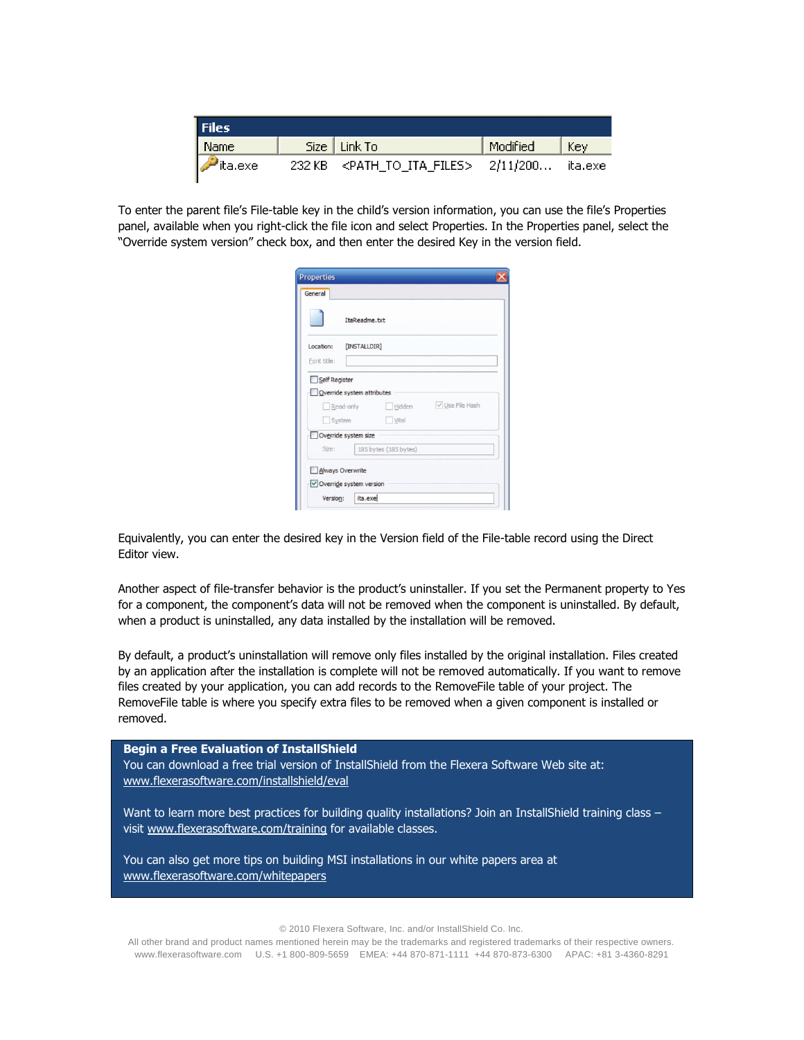| Files | | | | |
|---|---|---|---|---|
| Name | Size | Link To | Modified | Key |
| ita.exe | 232 KB | <PATH_TO_ITA_FILES> | 2/11/200... | ita.exe |

To enter the parent file's File-table key in the child's version information, you can use the file's Properties panel, available when you right-click the file icon and select Properties. In the Properties panel, select the "Override system version" check box, and then enter the desired Key in the version field.

Equivalently, you can enter the desired key in the Version field of the File-table record using the Direct Editor view.

Another aspect of file-transfer behavior is the product's uninstaller. If you set the Permanent property to Yes for a component, the component's data will not be removed when the component is uninstalled. By default, when a product is uninstalled, any data installed by the installation will be removed.

By default, a product's uninstallation will remove only files installed by the original installation. Files created by an application after the installation is complete will not be removed automatically. If you want to remove files created by your application, you can add records to the RemoveFile table of your project. The RemoveFile table is where you specify extra files to be removed when a given component is installed or removed.

**Begin a Free Evaluation of InstallShield**
You can download a free trial version of InstallShield from the Flexera Software Web site at:
www.flexerasoftware.com/installshield/eval

Want to learn more best practices for building quality installations? Join an InstallShield training class – visit www.flexerasoftware.com/training for available classes.

You can also get more tips on building MSI installations in our white papers area at
www.flexerasoftware.com/whitepapers

© 2010 Flexera Software, Inc. and/or InstallShield Co. Inc.
All other brand and product names mentioned herein may be the trademarks and registered trademarks of their respective owners.
www.flexerasoftware.com U.S. +1 800-809-5659 EMEA: +44 870-871-1111 +44 870-873-6300 APAC: +81 3-4360-8291